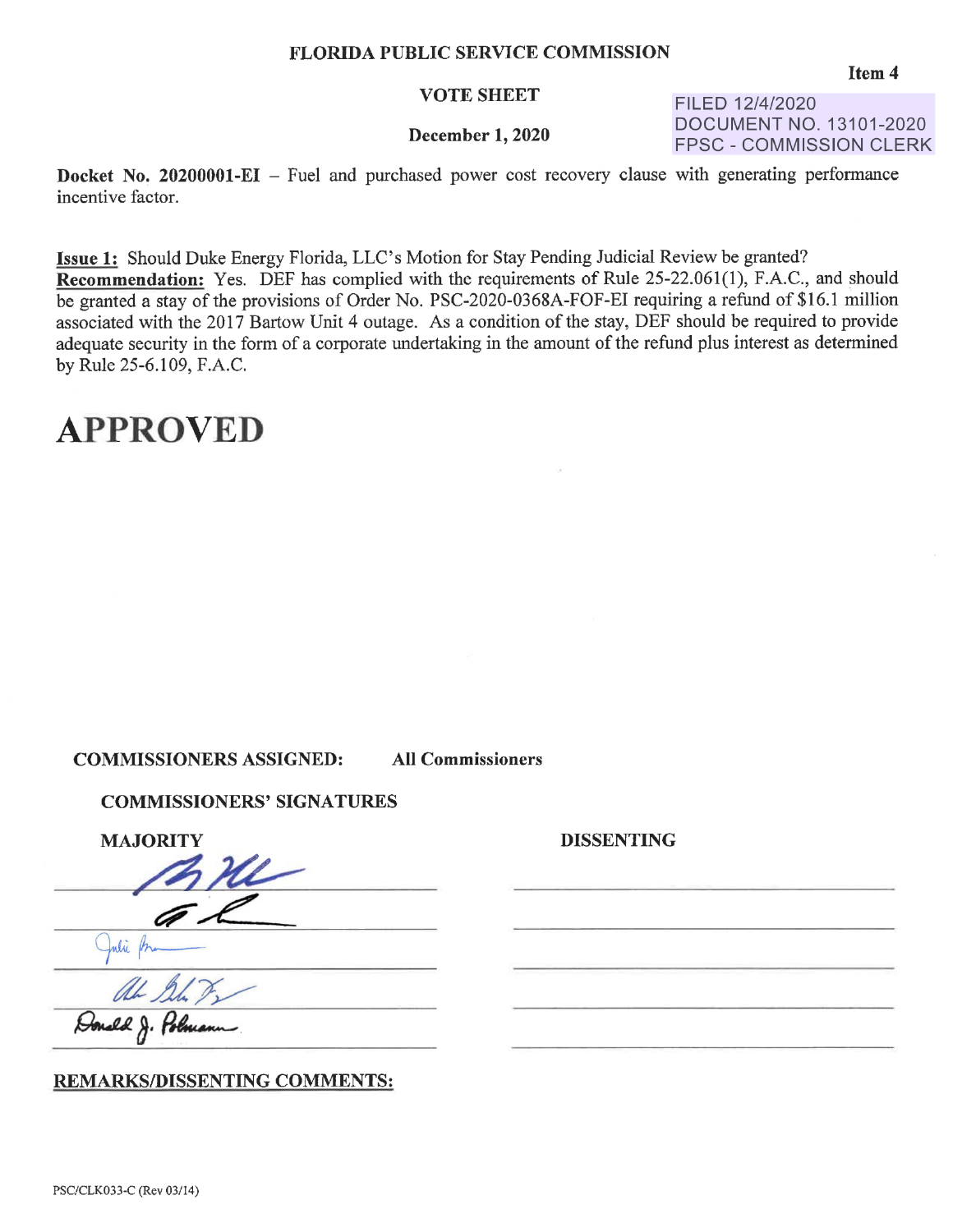**FLORIDA PUBLIC SERVICE COMMISSION**

**Item 4**

**VOTE SHEET**

FILED 12/4/2020
DOCUMENT NO. 13101-2020
FPSC - COMMISSION CLERK

**December 1, 2020**

**Docket No. 20200001-EI** – Fuel and purchased power cost recovery clause with generating performance incentive factor.

**Issue 1:** Should Duke Energy Florida, LLC's Motion for Stay Pending Judicial Review be granted?
**Recommendation:** Yes. DEF has complied with the requirements of Rule 25-22.061(1), F.A.C., and should be granted a stay of the provisions of Order No. PSC-2020-0368A-FOF-EI requiring a refund of $16.1 million associated with the 2017 Bartow Unit 4 outage. As a condition of the stay, DEF should be required to provide adequate security in the form of a corporate undertaking in the amount of the refund plus interest as determined by Rule 25-6.109, F.A.C.

# APPROVED

**COMMISSIONERS ASSIGNED:** **All Commissioners**

**COMMISSIONERS' SIGNATURES**

| MAJORITY | DISSENTING |
|---|---|
| [signature] | |
| [signature] | |
| [signature] Julie Brown | |
| [signature] | |
| Donald J. Polmann | |

**REMARKS/DISSENTING COMMENTS:**

PSC/CLK033-C (Rev 03/14)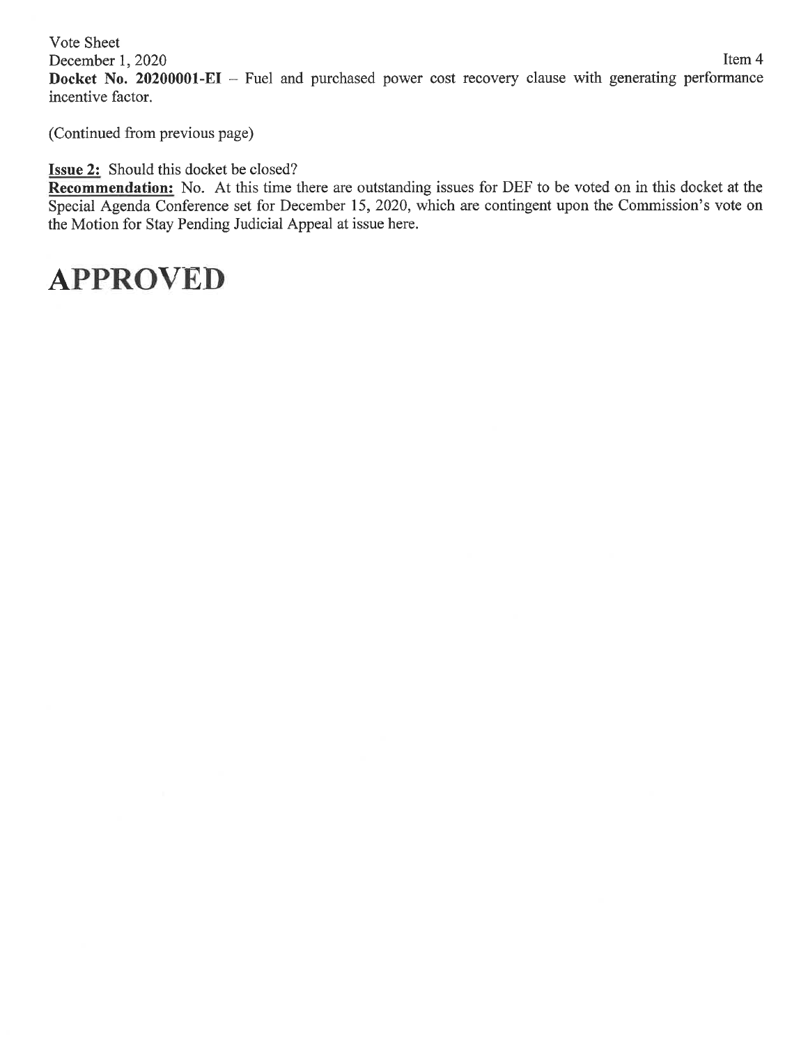Vote Sheet
December 1, 2020 Item 4
**Docket No. 20200001-EI** – Fuel and purchased power cost recovery clause with generating performance incentive factor.

(Continued from previous page)

**Issue 2:** Should this docket be closed?
**Recommendation:** No. At this time there are outstanding issues for DEF to be voted on in this docket at the Special Agenda Conference set for December 15, 2020, which are contingent upon the Commission's vote on the Motion for Stay Pending Judicial Appeal at issue here.

# APPROVED